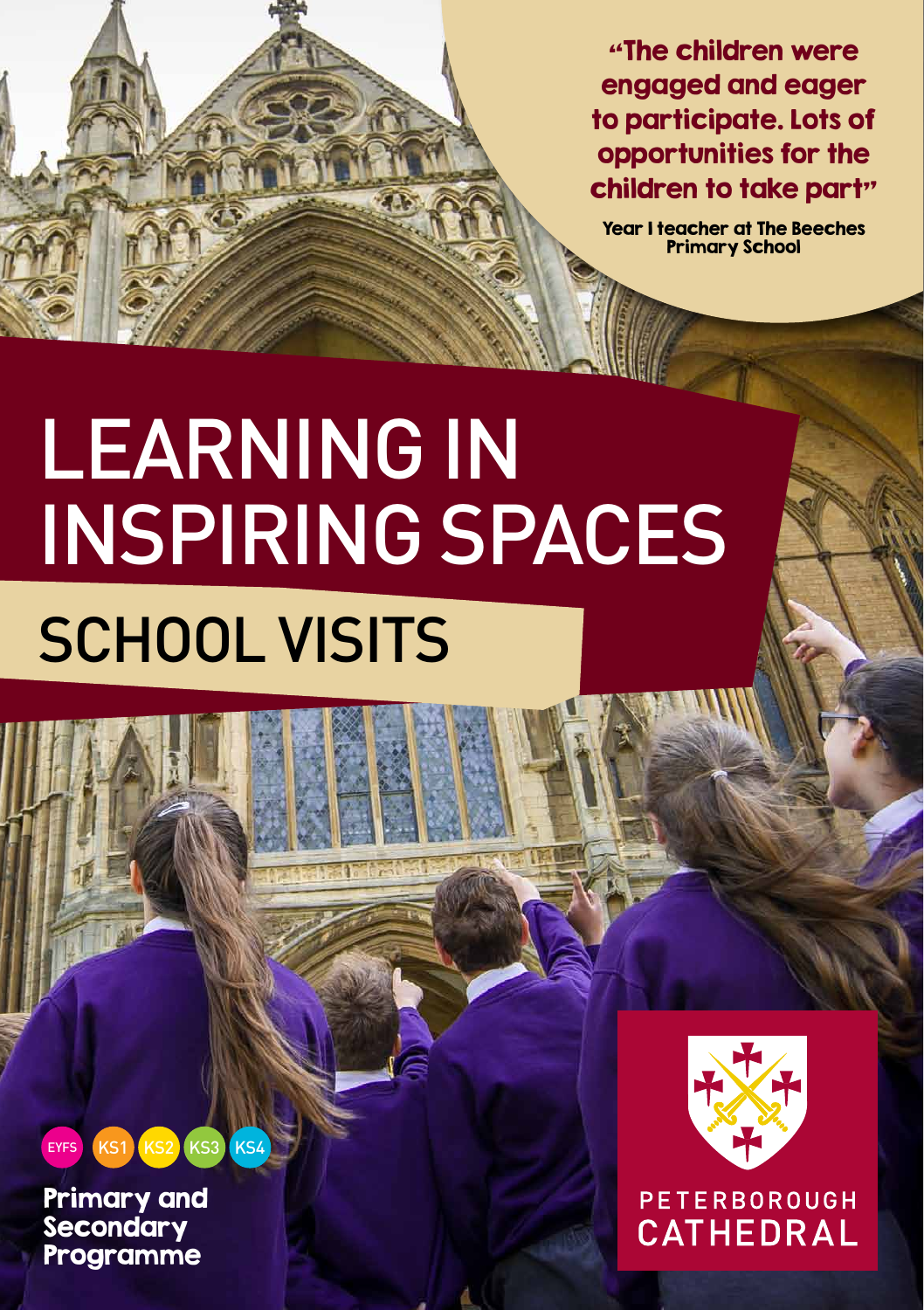"The children were engaged and eager to participate. Lots of opportunities for the children to take part"

**Year 1 teacher at The Beeches Primary School**

# LEARNING IN INSPIRING SPACES

## SCHOOL VISITS

EYFS KS1 KS2 KS3 KS4

**Primary and Secondary Programme**

PETERBOROUGH CATHEDRAL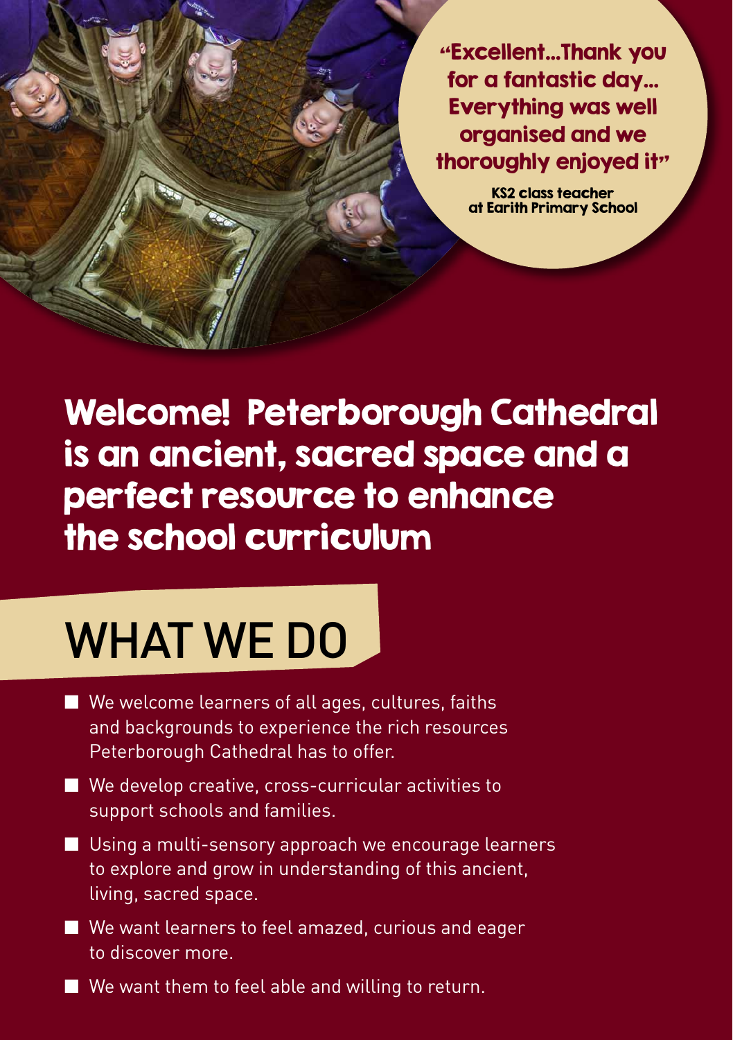"Excellent...Thank you for a fantastic day... Everything was well organised and we thoroughly enjoyed it"

KS2 class teacher at Earith Primary School

## Welcome! Peterborough Cathedral is an ancient, sacred space and a perfect resource to enhance the school curriculum

# WHAT WE DO

- We welcome learners of all ages, cultures, faiths and backgrounds to experience the rich resources Peterborough Cathedral has to offer.
- We develop creative, cross-curricular activities to support schools and families.
- Using a multi-sensory approach we encourage learners to explore and grow in understanding of this ancient, living, sacred space.
- We want learners to feel amazed, curious and eager to discover more.
- We want them to feel able and willing to return.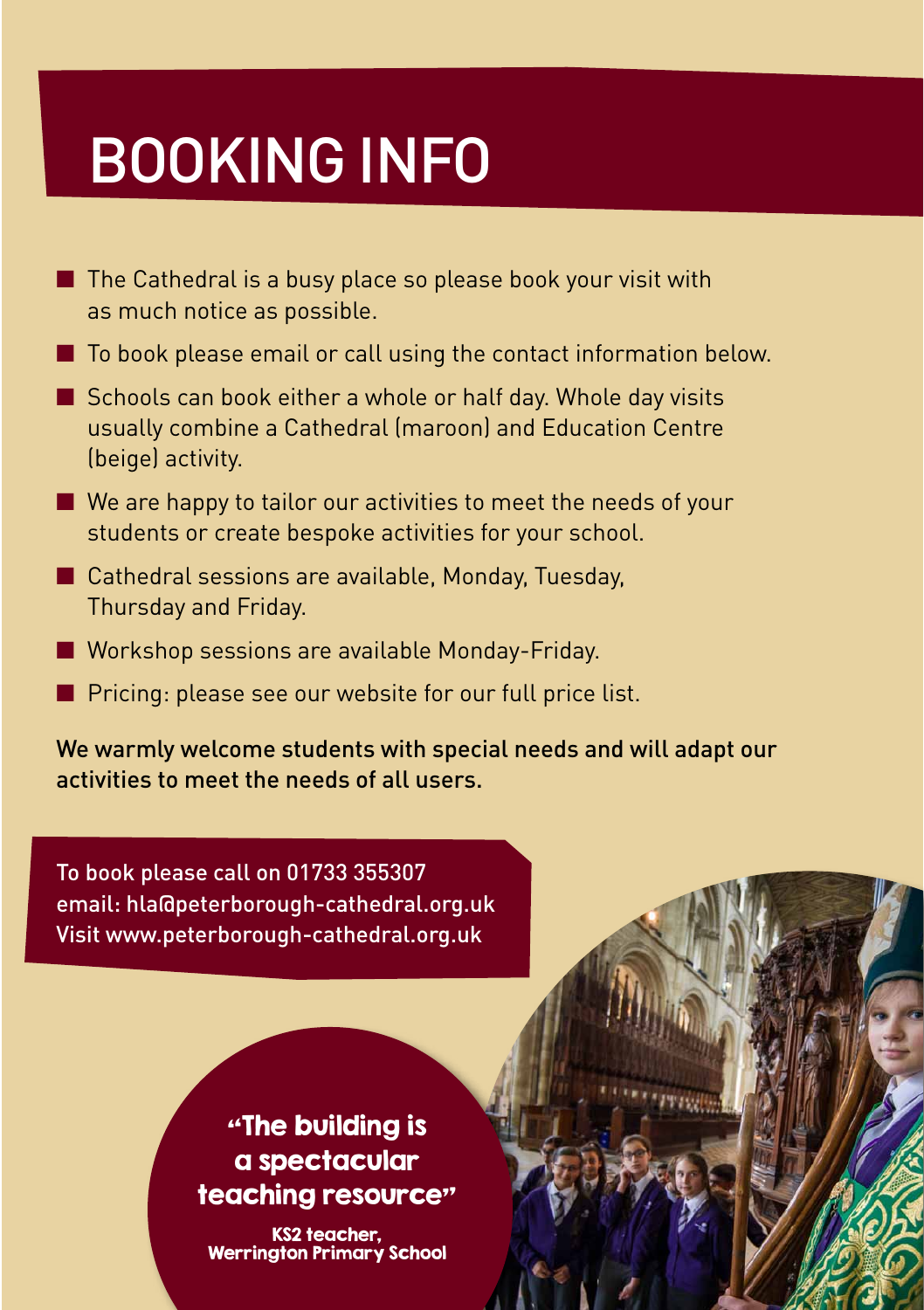# BOOKING INFO

- The Cathedral is a busy place so please book your visit with as much notice as possible.
- To book please email or call using the contact information below.
- Schools can book either a whole or half day. Whole day visits usually combine a Cathedral (maroon) and Education Centre (beige) activity.
- We are happy to tailor our activities to meet the needs of your students or create bespoke activities for your school.
- Cathedral sessions are available, Monday, Tuesday, Thursday and Friday.
- Workshop sessions are available Monday-Friday.
- Pricing: please see our website for our full price list.

We warmly welcome students with special needs and will adapt our activities to meet the needs of all users.

To book please call on 01733 355307
email: hla@peterborough-cathedral.org.uk
Visit www.peterborough-cathedral.org.uk

**"The building is a spectacular teaching resource"**

**KS2 teacher, Werrington Primary School**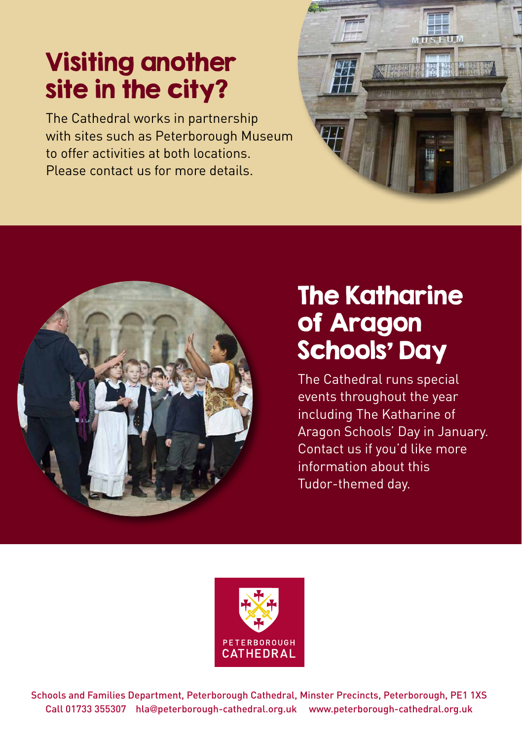## Visiting another site in the city?

The Cathedral works in partnership with sites such as Peterborough Museum to offer activities at both locations. Please contact us for more details.

## The Katharine of Aragon Schools' Day

The Cathedral runs special events throughout the year including The Katharine of Aragon Schools' Day in January. Contact us if you'd like more information about this Tudor-themed day.

PETERBOROUGH CATHEDRAL

Schools and Families Department, Peterborough Cathedral, Minster Precincts, Peterborough, PE1 1XS
Call 01733 355307 hla@peterborough-cathedral.org.uk www.peterborough-cathedral.org.uk